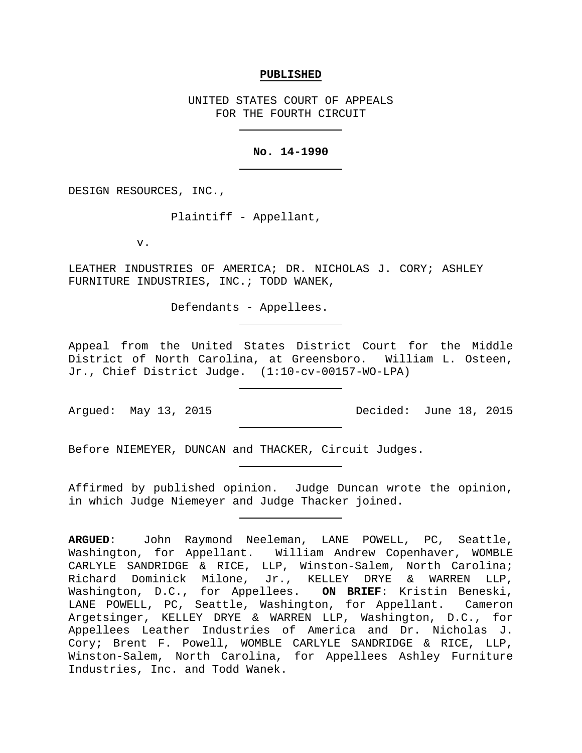**PUBLISHED**

UNITED STATES COURT OF APPEALS
FOR THE FOURTH CIRCUIT

---

**No. 14-1990**

---

DESIGN RESOURCES, INC.,

Plaintiff - Appellant,

v.

LEATHER INDUSTRIES OF AMERICA; DR. NICHOLAS J. CORY; ASHLEY FURNITURE INDUSTRIES, INC.; TODD WANEK,

Defendants - Appellees.

---

Appeal from the United States District Court for the Middle District of North Carolina, at Greensboro. William L. Osteen, Jr., Chief District Judge. (1:10-cv-00157-WO-LPA)

---

Argued: May 13, 2015 Decided: June 18, 2015

---

Before NIEMEYER, DUNCAN and THACKER, Circuit Judges.

---

Affirmed by published opinion. Judge Duncan wrote the opinion, in which Judge Niemeyer and Judge Thacker joined.

---

**ARGUED**: John Raymond Neeleman, LANE POWELL, PC, Seattle, Washington, for Appellant. William Andrew Copenhaver, WOMBLE CARLYLE SANDRIDGE & RICE, LLP, Winston-Salem, North Carolina; Richard Dominick Milone, Jr., KELLEY DRYE & WARREN LLP, Washington, D.C., for Appellees. **ON BRIEF**: Kristin Beneski, LANE POWELL, PC, Seattle, Washington, for Appellant. Cameron Argetsinger, KELLEY DRYE & WARREN LLP, Washington, D.C., for Appellees Leather Industries of America and Dr. Nicholas J. Cory; Brent F. Powell, WOMBLE CARLYLE SANDRIDGE & RICE, LLP, Winston-Salem, North Carolina, for Appellees Ashley Furniture Industries, Inc. and Todd Wanek.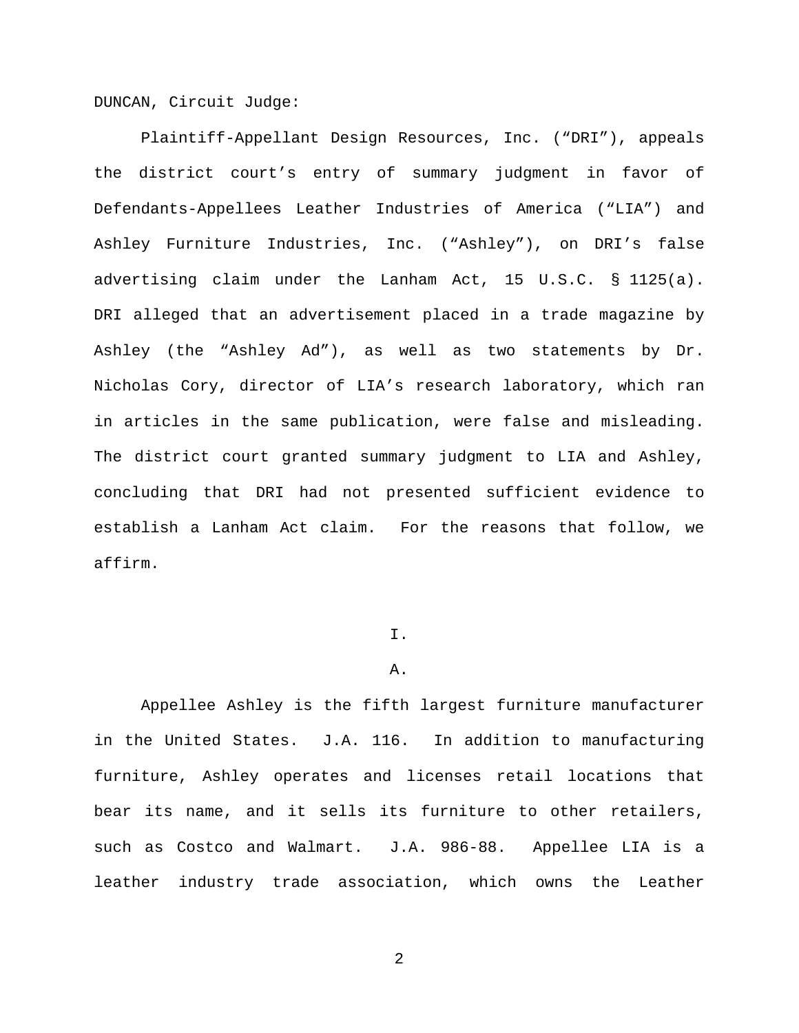DUNCAN, Circuit Judge:

Plaintiff-Appellant Design Resources, Inc. ("DRI"), appeals the district court's entry of summary judgment in favor of Defendants-Appellees Leather Industries of America ("LIA") and Ashley Furniture Industries, Inc. ("Ashley"), on DRI's false advertising claim under the Lanham Act, 15 U.S.C. § 1125(a). DRI alleged that an advertisement placed in a trade magazine by Ashley (the "Ashley Ad"), as well as two statements by Dr. Nicholas Cory, director of LIA's research laboratory, which ran in articles in the same publication, were false and misleading. The district court granted summary judgment to LIA and Ashley, concluding that DRI had not presented sufficient evidence to establish a Lanham Act claim. For the reasons that follow, we affirm.

I.

A.

Appellee Ashley is the fifth largest furniture manufacturer in the United States. J.A. 116. In addition to manufacturing furniture, Ashley operates and licenses retail locations that bear its name, and it sells its furniture to other retailers, such as Costco and Walmart. J.A. 986-88. Appellee LIA is a leather industry trade association, which owns the Leather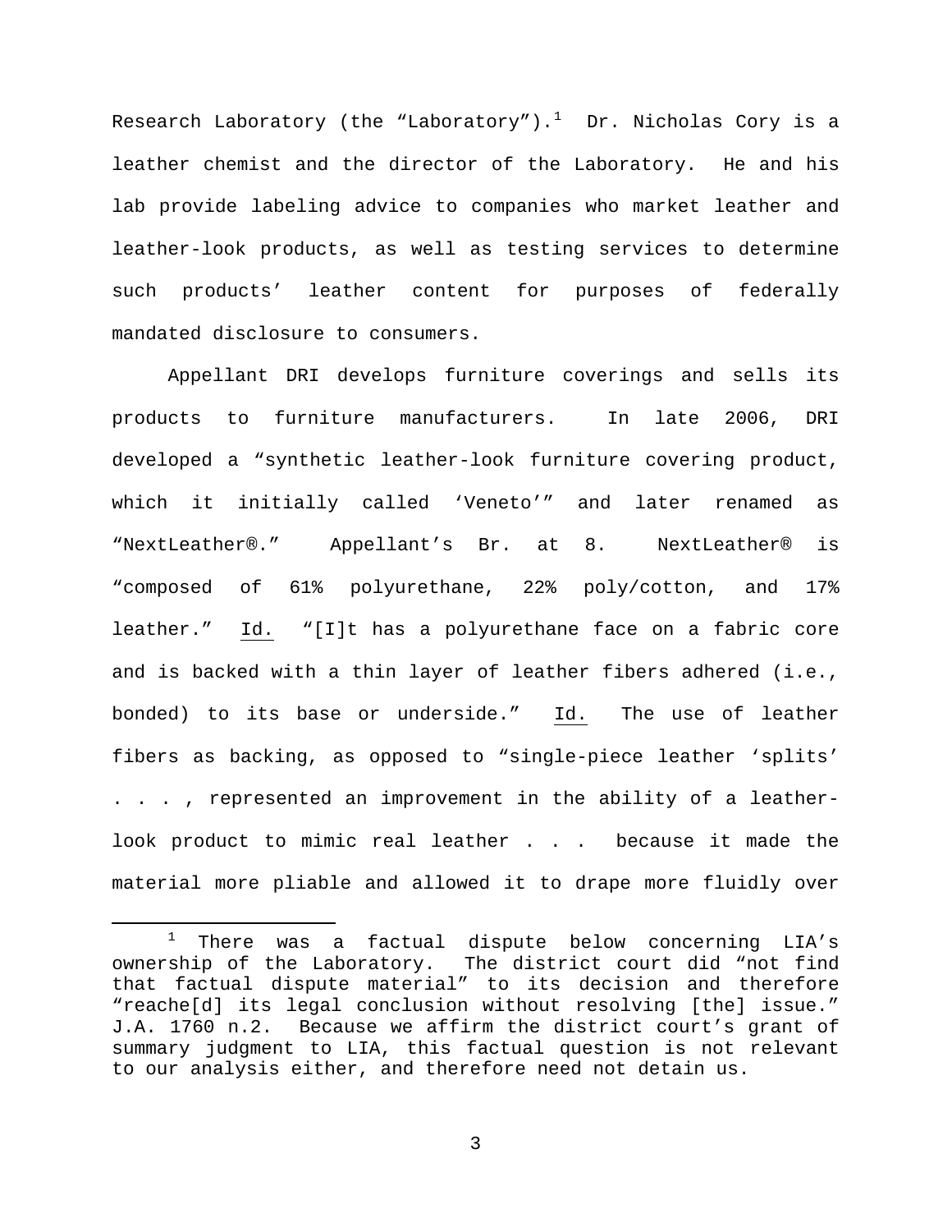Research Laboratory (the “Laboratory”).[1] Dr. Nicholas Cory is a leather chemist and the director of the Laboratory. He and his lab provide labeling advice to companies who market leather and leather-look products, as well as testing services to determine such products’ leather content for purposes of federally mandated disclosure to consumers.

Appellant DRI develops furniture coverings and sells its products to furniture manufacturers. In late 2006, DRI developed a “synthetic leather-look furniture covering product, which it initially called ‘Veneto’” and later renamed as “NextLeather®.” Appellant’s Br. at 8. NextLeather® is “composed of 61% polyurethane, 22% poly/cotton, and 17% leather.” Id. “[I]t has a polyurethane face on a fabric core and is backed with a thin layer of leather fibers adhered (i.e., bonded) to its base or underside.” Id. The use of leather fibers as backing, as opposed to “single-piece leather ‘splits’ . . . , represented an improvement in the ability of a leather-look product to mimic real leather . . . because it made the material more pliable and allowed it to drape more fluidly over

---

[1] There was a factual dispute below concerning LIA’s ownership of the Laboratory. The district court did “not find that factual dispute material” to its decision and therefore “reache[d] its legal conclusion without resolving [the] issue.” J.A. 1760 n.2. Because we affirm the district court’s grant of summary judgment to LIA, this factual question is not relevant to our analysis either, and therefore need not detain us.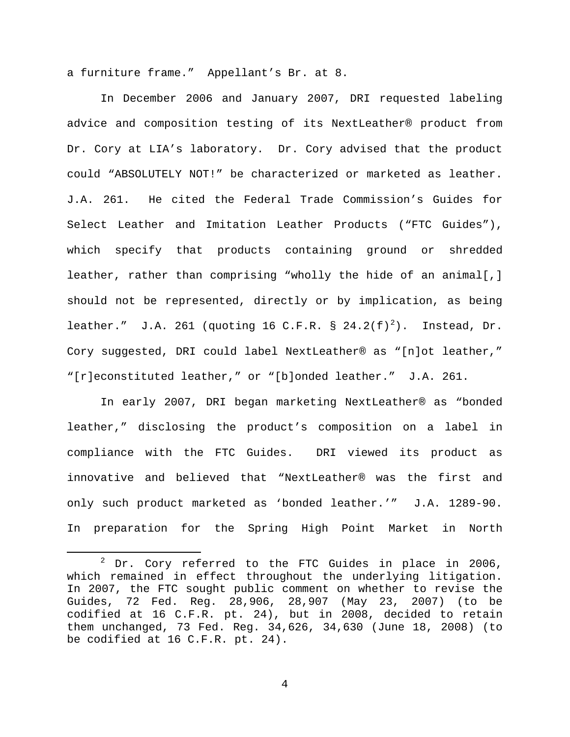a furniture frame." Appellant's Br. at 8.

In December 2006 and January 2007, DRI requested labeling advice and composition testing of its NextLeather® product from Dr. Cory at LIA's laboratory. Dr. Cory advised that the product could "ABSOLUTELY NOT!" be characterized or marketed as leather. J.A. 261. He cited the Federal Trade Commission's Guides for Select Leather and Imitation Leather Products ("FTC Guides"), which specify that products containing ground or shredded leather, rather than comprising "wholly the hide of an animal[,] should not be represented, directly or by implication, as being leather." J.A. 261 (quoting 16 C.F.R. § 24.2(f)[2]). Instead, Dr. Cory suggested, DRI could label NextLeather® as "[n]ot leather," "[r]econstituted leather," or "[b]onded leather." J.A. 261.

In early 2007, DRI began marketing NextLeather® as "bonded leather," disclosing the product's composition on a label in compliance with the FTC Guides. DRI viewed its product as innovative and believed that "NextLeather® was the first and only such product marketed as 'bonded leather.'" J.A. 1289-90. In preparation for the Spring High Point Market in North

[2] Dr. Cory referred to the FTC Guides in place in 2006, which remained in effect throughout the underlying litigation. In 2007, the FTC sought public comment on whether to revise the Guides, 72 Fed. Reg. 28,906, 28,907 (May 23, 2007) (to be codified at 16 C.F.R. pt. 24), but in 2008, decided to retain them unchanged, 73 Fed. Reg. 34,626, 34,630 (June 18, 2008) (to be codified at 16 C.F.R. pt. 24).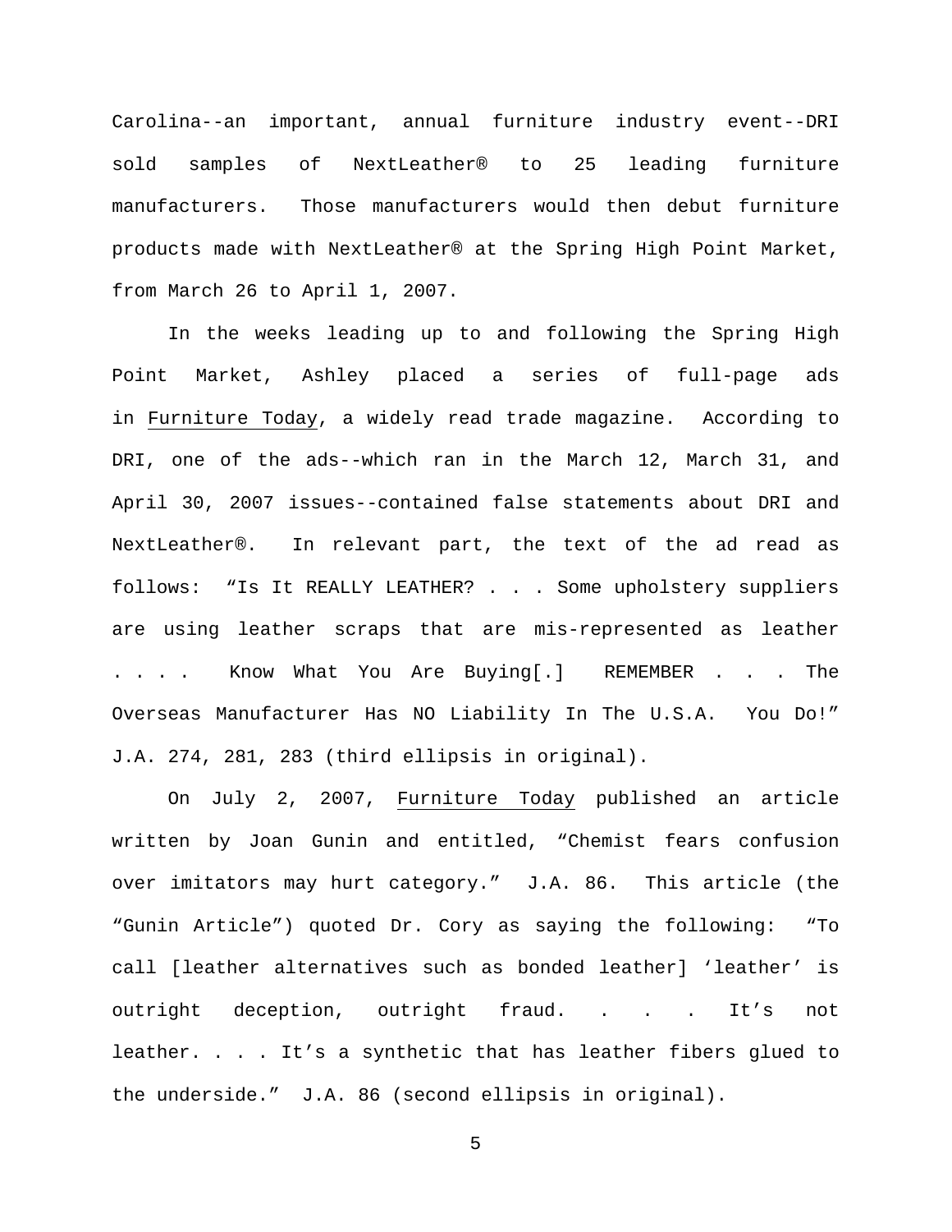Carolina--an important, annual furniture industry event--DRI sold samples of NextLeather® to 25 leading furniture manufacturers. Those manufacturers would then debut furniture products made with NextLeather® at the Spring High Point Market, from March 26 to April 1, 2007.

In the weeks leading up to and following the Spring High Point Market, Ashley placed a series of full-page ads in <u>Furniture Today</u>, a widely read trade magazine. According to DRI, one of the ads--which ran in the March 12, March 31, and April 30, 2007 issues--contained false statements about DRI and NextLeather®. In relevant part, the text of the ad read as follows: "Is It REALLY LEATHER? . . . Some upholstery suppliers are using leather scraps that are mis-represented as leather . . . . Know What You Are Buying[.] REMEMBER . . . The Overseas Manufacturer Has NO Liability In The U.S.A. You Do!" J.A. 274, 281, 283 (third ellipsis in original).

On July 2, 2007, <u>Furniture Today</u> published an article written by Joan Gunin and entitled, "Chemist fears confusion over imitators may hurt category." J.A. 86. This article (the "Gunin Article") quoted Dr. Cory as saying the following: "To call [leather alternatives such as bonded leather] 'leather' is outright deception, outright fraud. . . . It's not leather. . . . It's a synthetic that has leather fibers glued to the underside." J.A. 86 (second ellipsis in original).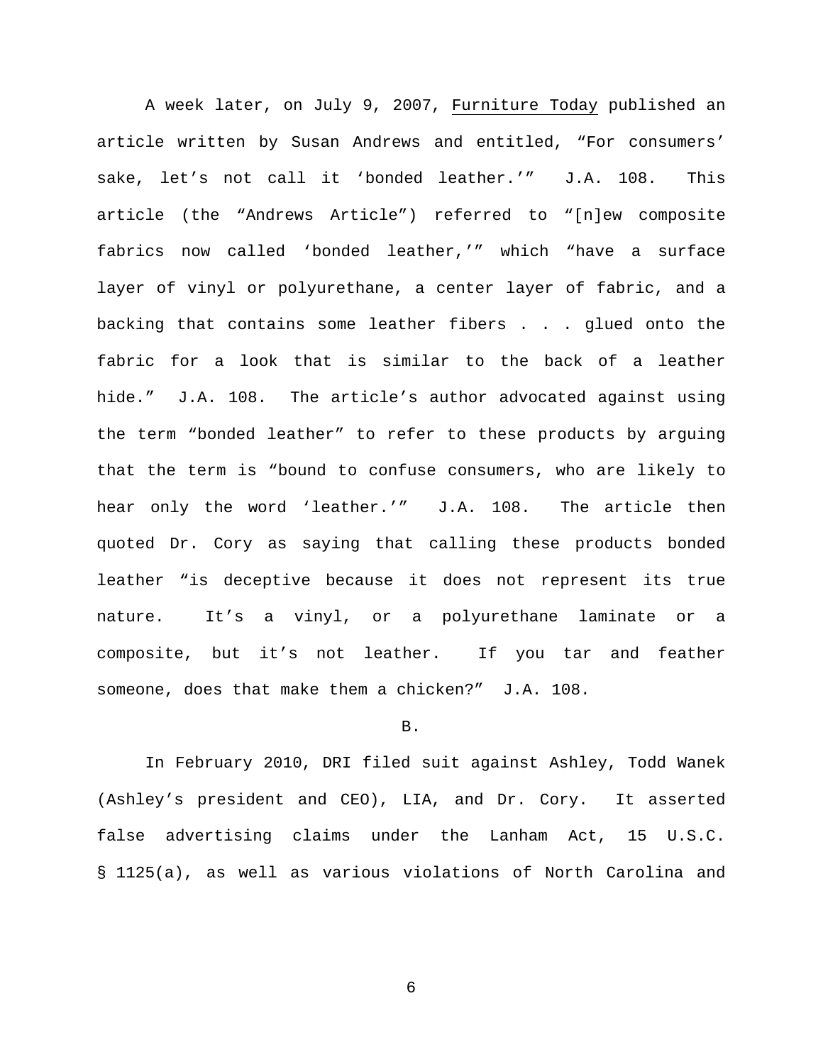A week later, on July 9, 2007, Furniture Today published an article written by Susan Andrews and entitled, "For consumers' sake, let's not call it 'bonded leather.'" J.A. 108. This article (the "Andrews Article") referred to "[n]ew composite fabrics now called 'bonded leather,'" which "have a surface layer of vinyl or polyurethane, a center layer of fabric, and a backing that contains some leather fibers . . . glued onto the fabric for a look that is similar to the back of a leather hide." J.A. 108. The article's author advocated against using the term "bonded leather" to refer to these products by arguing that the term is "bound to confuse consumers, who are likely to hear only the word 'leather.'" J.A. 108. The article then quoted Dr. Cory as saying that calling these products bonded leather "is deceptive because it does not represent its true nature. It's a vinyl, or a polyurethane laminate or a composite, but it's not leather. If you tar and feather someone, does that make them a chicken?" J.A. 108.

B.

In February 2010, DRI filed suit against Ashley, Todd Wanek (Ashley's president and CEO), LIA, and Dr. Cory. It asserted false advertising claims under the Lanham Act, 15 U.S.C. § 1125(a), as well as various violations of North Carolina and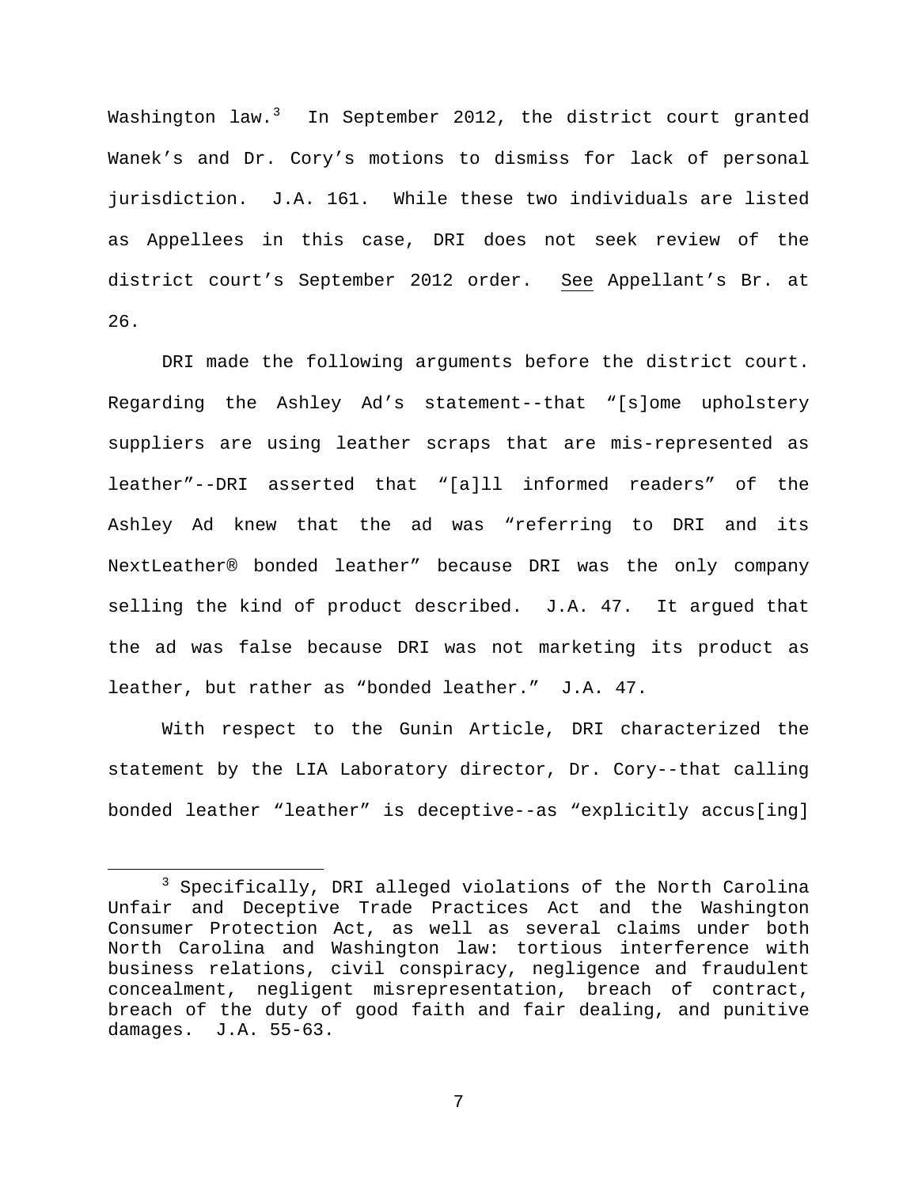Washington law.[3] In September 2012, the district court granted Wanek's and Dr. Cory's motions to dismiss for lack of personal jurisdiction. J.A. 161. While these two individuals are listed as Appellees in this case, DRI does not seek review of the district court's September 2012 order. See Appellant's Br. at 26.

DRI made the following arguments before the district court. Regarding the Ashley Ad's statement--that "[s]ome upholstery suppliers are using leather scraps that are mis-represented as leather"--DRI asserted that "[a]ll informed readers" of the Ashley Ad knew that the ad was "referring to DRI and its NextLeather® bonded leather" because DRI was the only company selling the kind of product described. J.A. 47. It argued that the ad was false because DRI was not marketing its product as leather, but rather as "bonded leather." J.A. 47.

With respect to the Gunin Article, DRI characterized the statement by the LIA Laboratory director, Dr. Cory--that calling bonded leather "leather" is deceptive--as "explicitly accus[ing]

[3] Specifically, DRI alleged violations of the North Carolina Unfair and Deceptive Trade Practices Act and the Washington Consumer Protection Act, as well as several claims under both North Carolina and Washington law: tortious interference with business relations, civil conspiracy, negligence and fraudulent concealment, negligent misrepresentation, breach of contract, breach of the duty of good faith and fair dealing, and punitive damages. J.A. 55-63.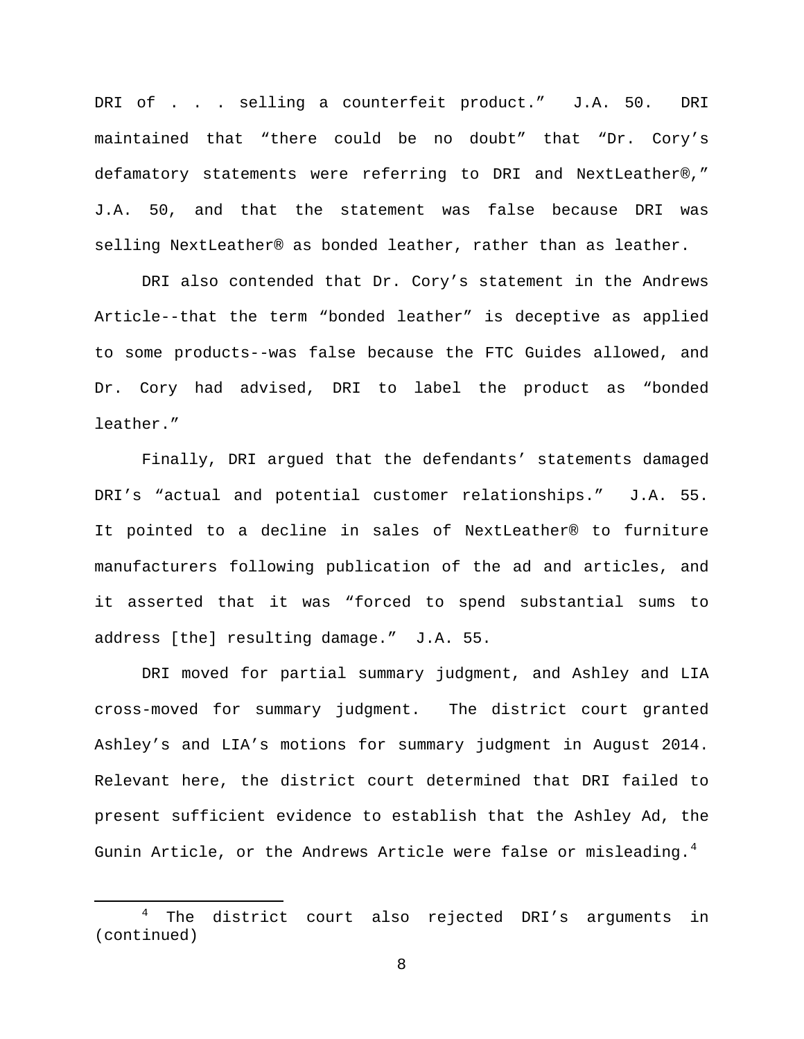DRI of . . . selling a counterfeit product." J.A. 50. DRI maintained that "there could be no doubt" that "Dr. Cory's defamatory statements were referring to DRI and NextLeather®," J.A. 50, and that the statement was false because DRI was selling NextLeather® as bonded leather, rather than as leather.

DRI also contended that Dr. Cory's statement in the Andrews Article--that the term "bonded leather" is deceptive as applied to some products--was false because the FTC Guides allowed, and Dr. Cory had advised, DRI to label the product as "bonded leather."

Finally, DRI argued that the defendants' statements damaged DRI's "actual and potential customer relationships." J.A. 55. It pointed to a decline in sales of NextLeather® to furniture manufacturers following publication of the ad and articles, and it asserted that it was "forced to spend substantial sums to address [the] resulting damage." J.A. 55.

DRI moved for partial summary judgment, and Ashley and LIA cross-moved for summary judgment. The district court granted Ashley's and LIA's motions for summary judgment in August 2014. Relevant here, the district court determined that DRI failed to present sufficient evidence to establish that the Ashley Ad, the Gunin Article, or the Andrews Article were false or misleading.[4]

[4] The district court also rejected DRI's arguments in (continued)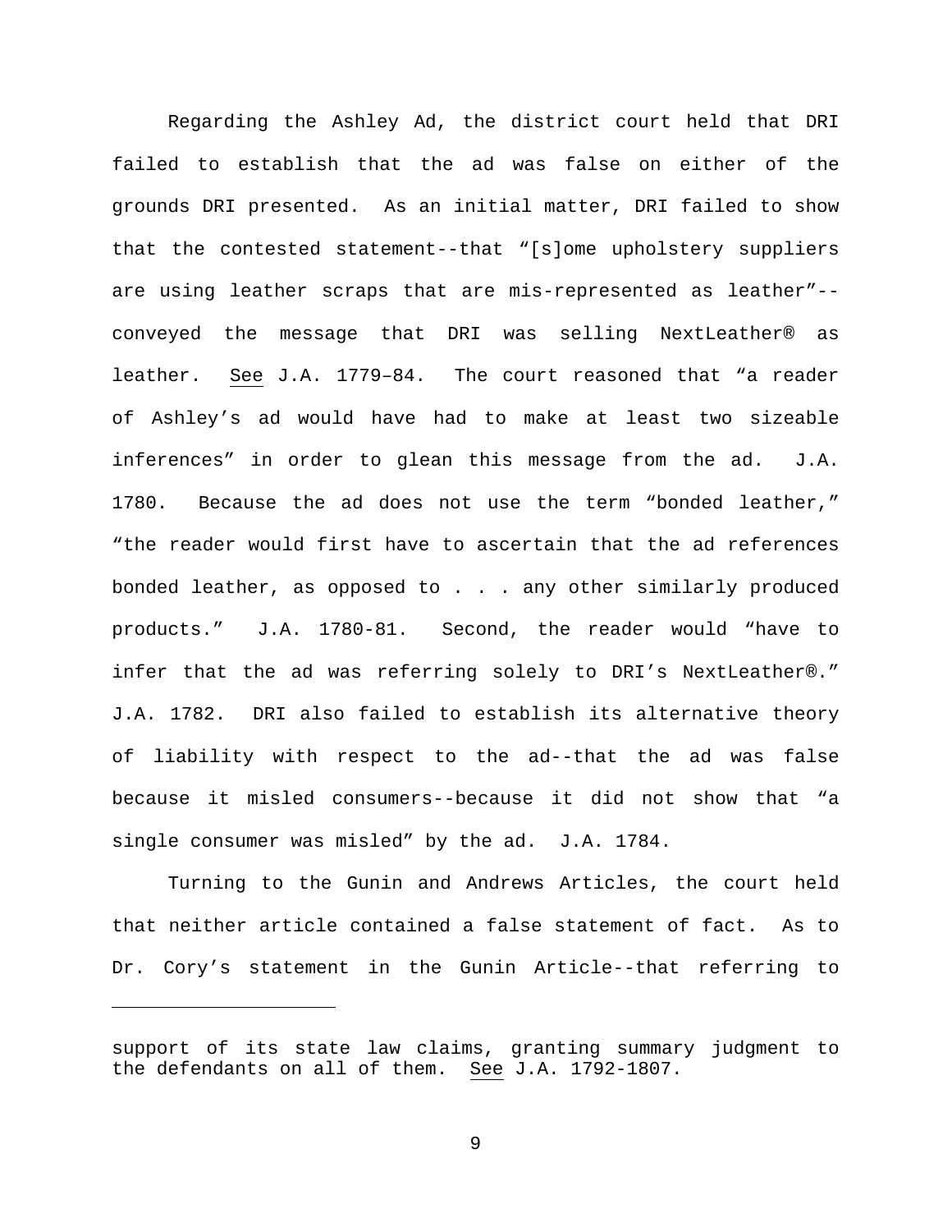Regarding the Ashley Ad, the district court held that DRI failed to establish that the ad was false on either of the grounds DRI presented. As an initial matter, DRI failed to show that the contested statement--that "[s]ome upholstery suppliers are using leather scraps that are mis-represented as leather"--conveyed the message that DRI was selling NextLeather® as leather. See J.A. 1779–84. The court reasoned that "a reader of Ashley's ad would have had to make at least two sizeable inferences" in order to glean this message from the ad. J.A. 1780. Because the ad does not use the term "bonded leather," "the reader would first have to ascertain that the ad references bonded leather, as opposed to . . . any other similarly produced products." J.A. 1780-81. Second, the reader would "have to infer that the ad was referring solely to DRI's NextLeather®." J.A. 1782. DRI also failed to establish its alternative theory of liability with respect to the ad--that the ad was false because it misled consumers--because it did not show that "a single consumer was misled" by the ad. J.A. 1784.

Turning to the Gunin and Andrews Articles, the court held that neither article contained a false statement of fact. As to Dr. Cory's statement in the Gunin Article--that referring to

---

support of its state law claims, granting summary judgment to the defendants on all of them. See J.A. 1792-1807.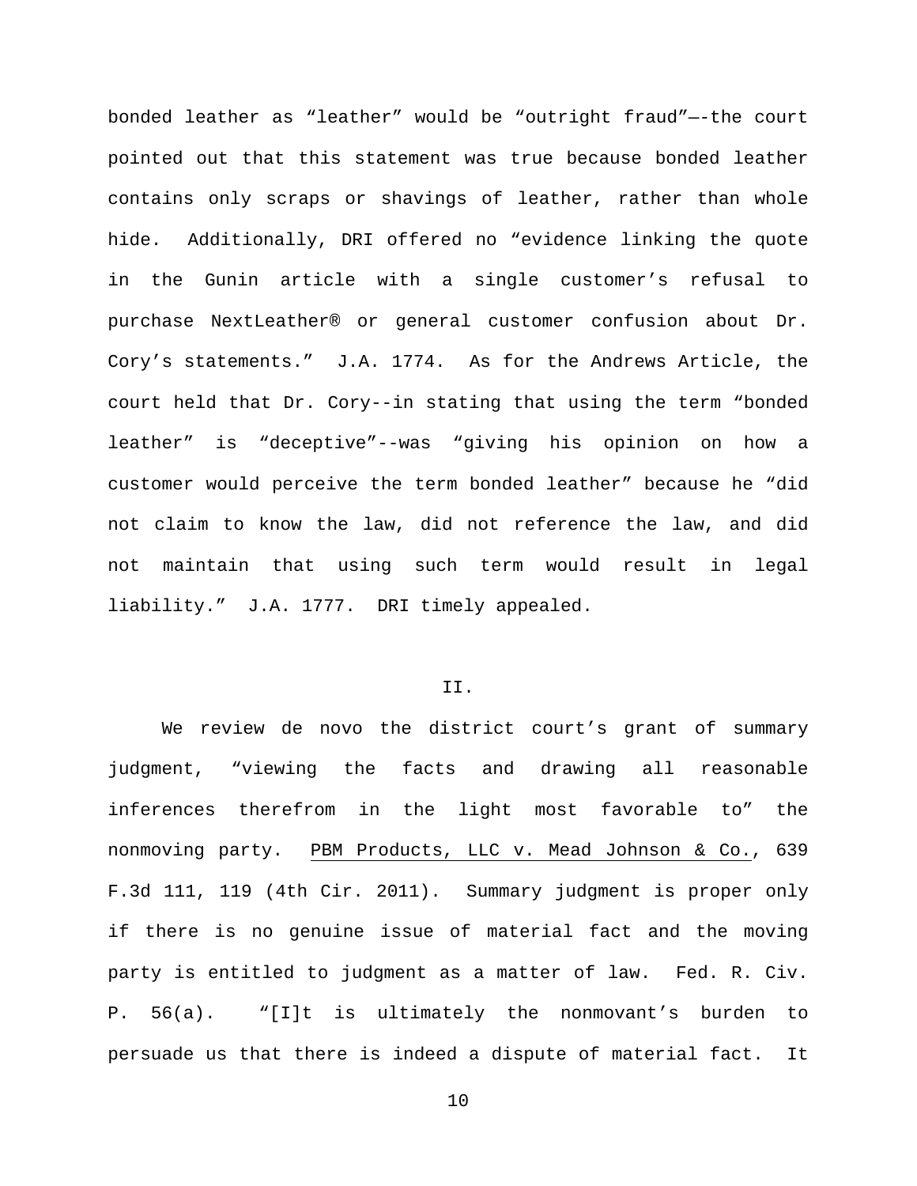bonded leather as "leather" would be "outright fraud"—-the court pointed out that this statement was true because bonded leather contains only scraps or shavings of leather, rather than whole hide. Additionally, DRI offered no "evidence linking the quote in the Gunin article with a single customer's refusal to purchase NextLeather® or general customer confusion about Dr. Cory's statements." J.A. 1774. As for the Andrews Article, the court held that Dr. Cory--in stating that using the term "bonded leather" is "deceptive"--was "giving his opinion on how a customer would perceive the term bonded leather" because he "did not claim to know the law, did not reference the law, and did not maintain that using such term would result in legal liability." J.A. 1777. DRI timely appealed.

## II.

We review de novo the district court's grant of summary judgment, "viewing the facts and drawing all reasonable inferences therefrom in the light most favorable to" the nonmoving party. PBM Products, LLC v. Mead Johnson & Co., 639 F.3d 111, 119 (4th Cir. 2011). Summary judgment is proper only if there is no genuine issue of material fact and the moving party is entitled to judgment as a matter of law. Fed. R. Civ. P. 56(a). "[I]t is ultimately the nonmovant's burden to persuade us that there is indeed a dispute of material fact. It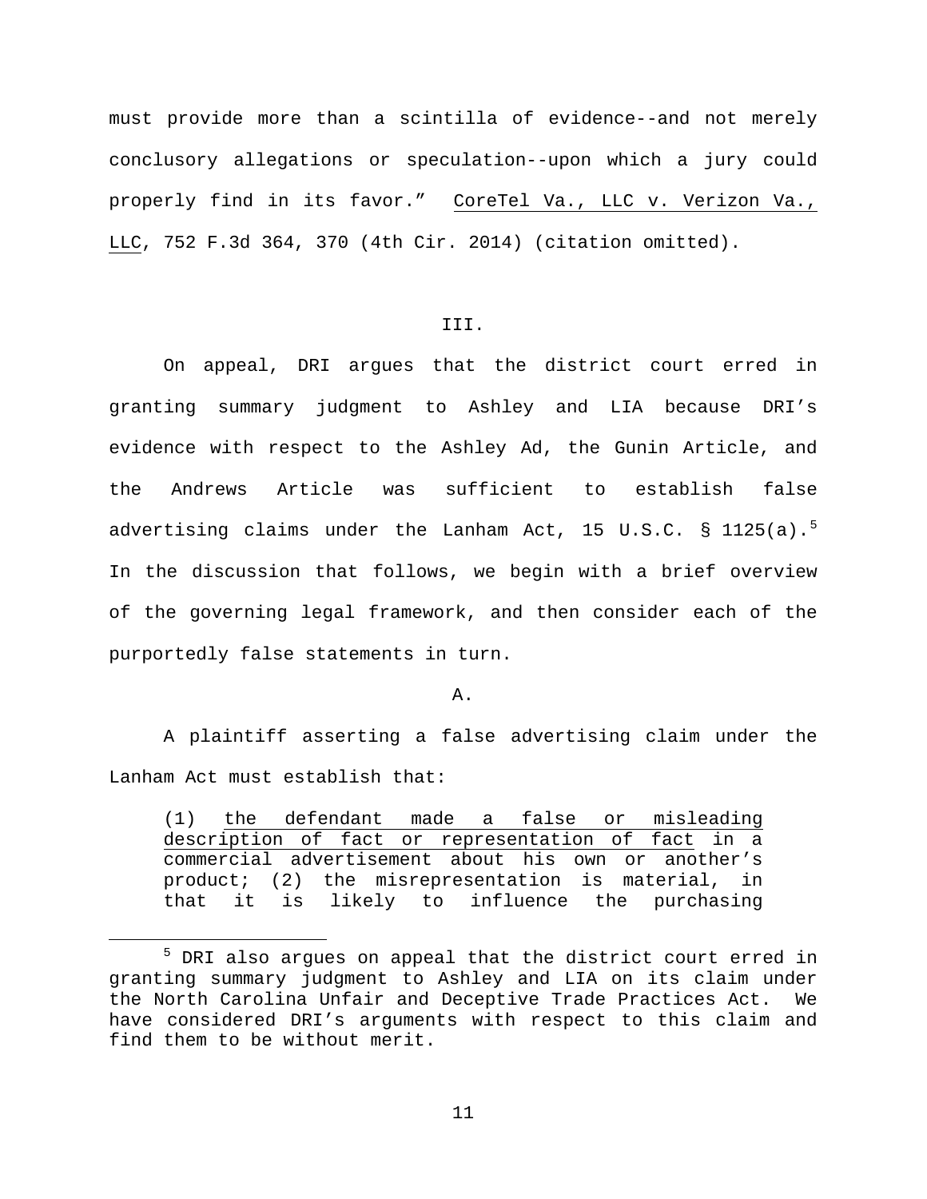must provide more than a scintilla of evidence--and not merely conclusory allegations or speculation--upon which a jury could properly find in its favor." CoreTel Va., LLC v. Verizon Va., LLC, 752 F.3d 364, 370 (4th Cir. 2014) (citation omitted).

## III.

On appeal, DRI argues that the district court erred in granting summary judgment to Ashley and LIA because DRI's evidence with respect to the Ashley Ad, the Gunin Article, and the Andrews Article was sufficient to establish false advertising claims under the Lanham Act, 15 U.S.C. § 1125(a).[5] In the discussion that follows, we begin with a brief overview of the governing legal framework, and then consider each of the purportedly false statements in turn.

### A.

A plaintiff asserting a false advertising claim under the Lanham Act must establish that:

> (1) the defendant made a false or misleading description of fact or representation of fact in a commercial advertisement about his own or another's product; (2) the misrepresentation is material, in that it is likely to influence the purchasing

---

[5] DRI also argues on appeal that the district court erred in granting summary judgment to Ashley and LIA on its claim under the North Carolina Unfair and Deceptive Trade Practices Act. We have considered DRI's arguments with respect to this claim and find them to be without merit.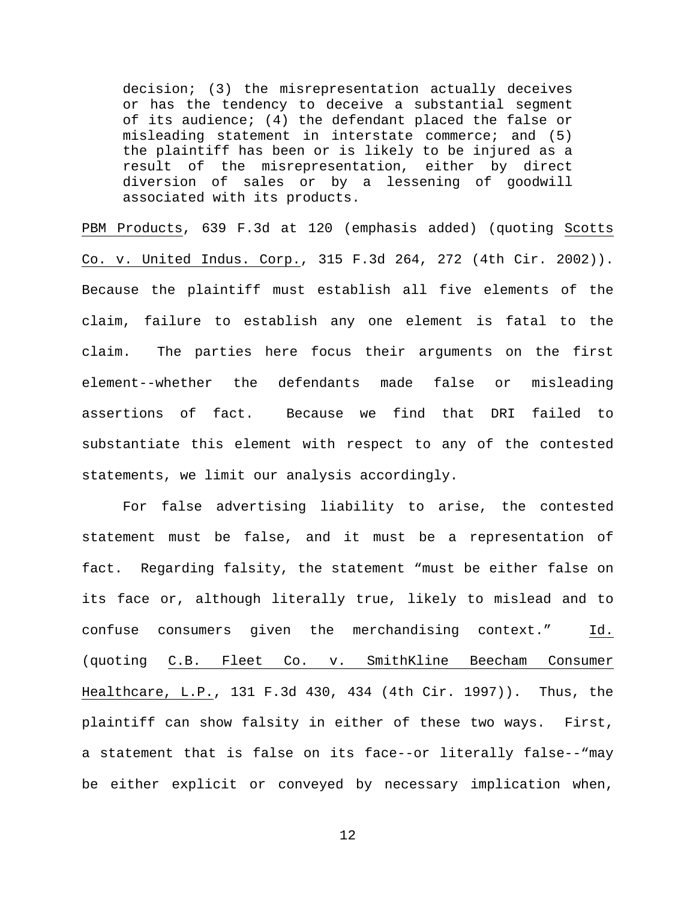> decision; (3) the misrepresentation actually deceives or has the tendency to deceive a substantial segment of its audience; (4) the defendant placed the false or misleading statement in interstate commerce; and (5) the plaintiff has been or is likely to be injured as a result of the misrepresentation, either by direct diversion of sales or by a lessening of goodwill associated with its products.

PBM Products, 639 F.3d at 120 (emphasis added) (quoting Scotts Co. v. United Indus. Corp., 315 F.3d 264, 272 (4th Cir. 2002)). Because the plaintiff must establish all five elements of the claim, failure to establish any one element is fatal to the claim. The parties here focus their arguments on the first element--whether the defendants made false or misleading assertions of fact. Because we find that DRI failed to substantiate this element with respect to any of the contested statements, we limit our analysis accordingly.

For false advertising liability to arise, the contested statement must be false, and it must be a representation of fact. Regarding falsity, the statement "must be either false on its face or, although literally true, likely to mislead and to confuse consumers given the merchandising context." Id. (quoting C.B. Fleet Co. v. SmithKline Beecham Consumer Healthcare, L.P., 131 F.3d 430, 434 (4th Cir. 1997)). Thus, the plaintiff can show falsity in either of these two ways. First, a statement that is false on its face--or literally false--"may be either explicit or conveyed by necessary implication when,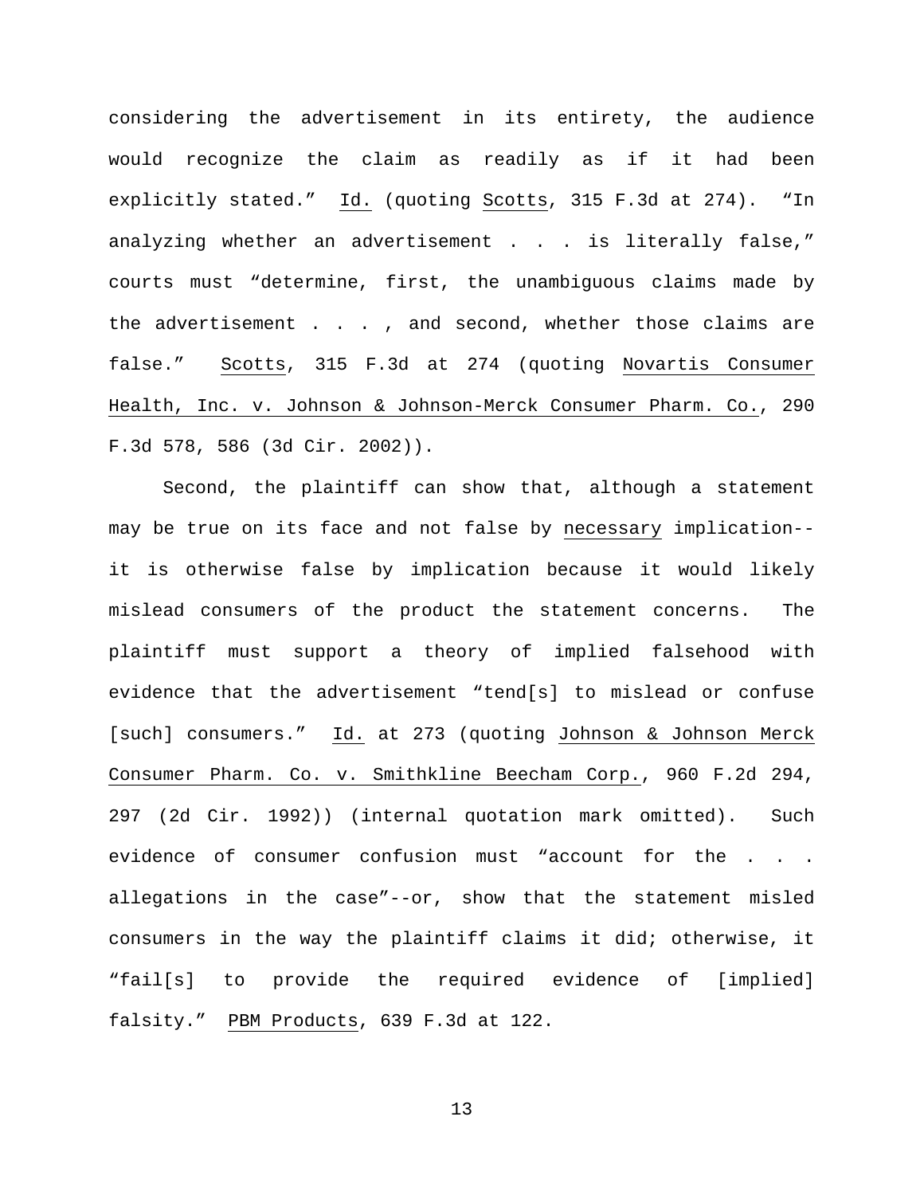considering the advertisement in its entirety, the audience would recognize the claim as readily as if it had been explicitly stated." Id. (quoting Scotts, 315 F.3d at 274). "In analyzing whether an advertisement . . . is literally false," courts must "determine, first, the unambiguous claims made by the advertisement . . . , and second, whether those claims are false." Scotts, 315 F.3d at 274 (quoting Novartis Consumer Health, Inc. v. Johnson & Johnson-Merck Consumer Pharm. Co., 290 F.3d 578, 586 (3d Cir. 2002)).

Second, the plaintiff can show that, although a statement may be true on its face and not false by necessary implication--it is otherwise false by implication because it would likely mislead consumers of the product the statement concerns. The plaintiff must support a theory of implied falsehood with evidence that the advertisement "tend[s] to mislead or confuse [such] consumers." Id. at 273 (quoting Johnson & Johnson Merck Consumer Pharm. Co. v. Smithkline Beecham Corp., 960 F.2d 294, 297 (2d Cir. 1992)) (internal quotation mark omitted). Such evidence of consumer confusion must "account for the . . . allegations in the case"--or, show that the statement misled consumers in the way the plaintiff claims it did; otherwise, it "fail[s] to provide the required evidence of [implied] falsity." PBM Products, 639 F.3d at 122.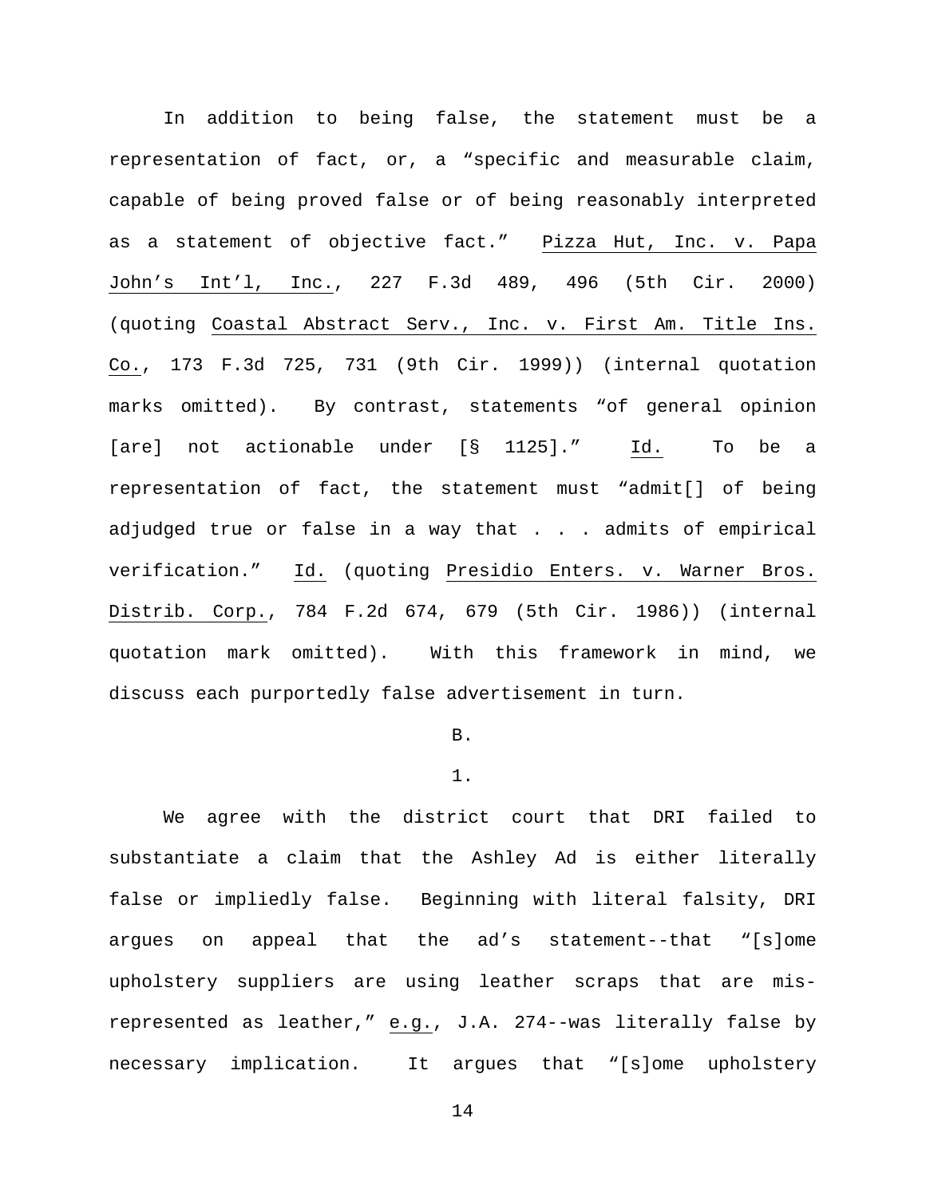In addition to being false, the statement must be a representation of fact, or, a "specific and measurable claim, capable of being proved false or of being reasonably interpreted as a statement of objective fact." Pizza Hut, Inc. v. Papa John's Int'l, Inc., 227 F.3d 489, 496 (5th Cir. 2000) (quoting Coastal Abstract Serv., Inc. v. First Am. Title Ins. Co., 173 F.3d 725, 731 (9th Cir. 1999)) (internal quotation marks omitted). By contrast, statements "of general opinion [are] not actionable under [§ 1125]." Id. To be a representation of fact, the statement must "admit[] of being adjudged true or false in a way that . . . admits of empirical verification." Id. (quoting Presidio Enters. v. Warner Bros. Distrib. Corp., 784 F.2d 674, 679 (5th Cir. 1986)) (internal quotation mark omitted). With this framework in mind, we discuss each purportedly false advertisement in turn.

B.

1.

We agree with the district court that DRI failed to substantiate a claim that the Ashley Ad is either literally false or impliedly false. Beginning with literal falsity, DRI argues on appeal that the ad's statement--that "[s]ome upholstery suppliers are using leather scraps that are mis-represented as leather," e.g., J.A. 274--was literally false by necessary implication. It argues that "[s]ome upholstery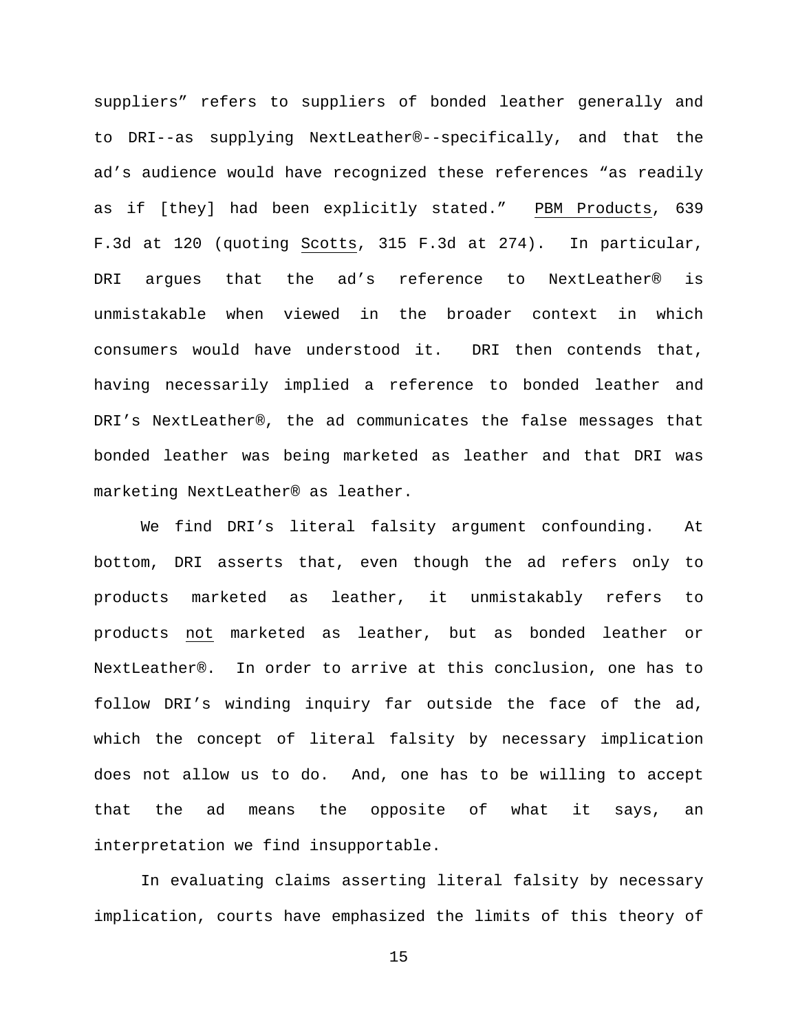suppliers" refers to suppliers of bonded leather generally and to DRI--as supplying NextLeather®--specifically, and that the ad's audience would have recognized these references "as readily as if [they] had been explicitly stated." PBM Products, 639 F.3d at 120 (quoting Scotts, 315 F.3d at 274). In particular, DRI argues that the ad's reference to NextLeather® is unmistakable when viewed in the broader context in which consumers would have understood it. DRI then contends that, having necessarily implied a reference to bonded leather and DRI's NextLeather®, the ad communicates the false messages that bonded leather was being marketed as leather and that DRI was marketing NextLeather® as leather.

We find DRI's literal falsity argument confounding. At bottom, DRI asserts that, even though the ad refers only to products marketed as leather, it unmistakably refers to products not marketed as leather, but as bonded leather or NextLeather®. In order to arrive at this conclusion, one has to follow DRI's winding inquiry far outside the face of the ad, which the concept of literal falsity by necessary implication does not allow us to do. And, one has to be willing to accept that the ad means the opposite of what it says, an interpretation we find insupportable.

In evaluating claims asserting literal falsity by necessary implication, courts have emphasized the limits of this theory of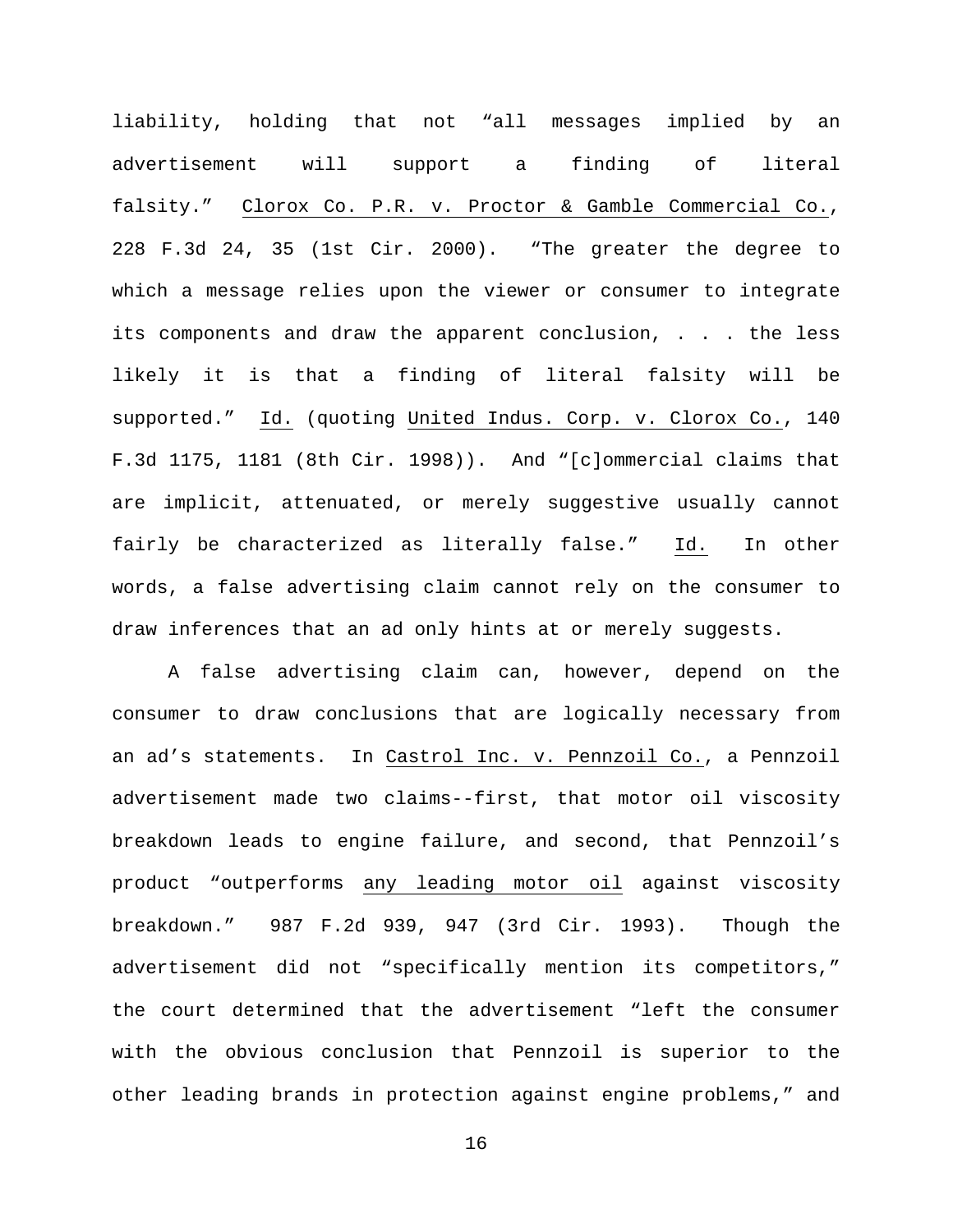liability, holding that not "all messages implied by an advertisement will support a finding of literal falsity." Clorox Co. P.R. v. Proctor & Gamble Commercial Co., 228 F.3d 24, 35 (1st Cir. 2000). "The greater the degree to which a message relies upon the viewer or consumer to integrate its components and draw the apparent conclusion, . . . the less likely it is that a finding of literal falsity will be supported." Id. (quoting United Indus. Corp. v. Clorox Co., 140 F.3d 1175, 1181 (8th Cir. 1998)). And "[c]ommercial claims that are implicit, attenuated, or merely suggestive usually cannot fairly be characterized as literally false." Id. In other words, a false advertising claim cannot rely on the consumer to draw inferences that an ad only hints at or merely suggests.

A false advertising claim can, however, depend on the consumer to draw conclusions that are logically necessary from an ad's statements. In Castrol Inc. v. Pennzoil Co., a Pennzoil advertisement made two claims--first, that motor oil viscosity breakdown leads to engine failure, and second, that Pennzoil's product "outperforms any leading motor oil against viscosity breakdown." 987 F.2d 939, 947 (3rd Cir. 1993). Though the advertisement did not "specifically mention its competitors," the court determined that the advertisement "left the consumer with the obvious conclusion that Pennzoil is superior to the other leading brands in protection against engine problems," and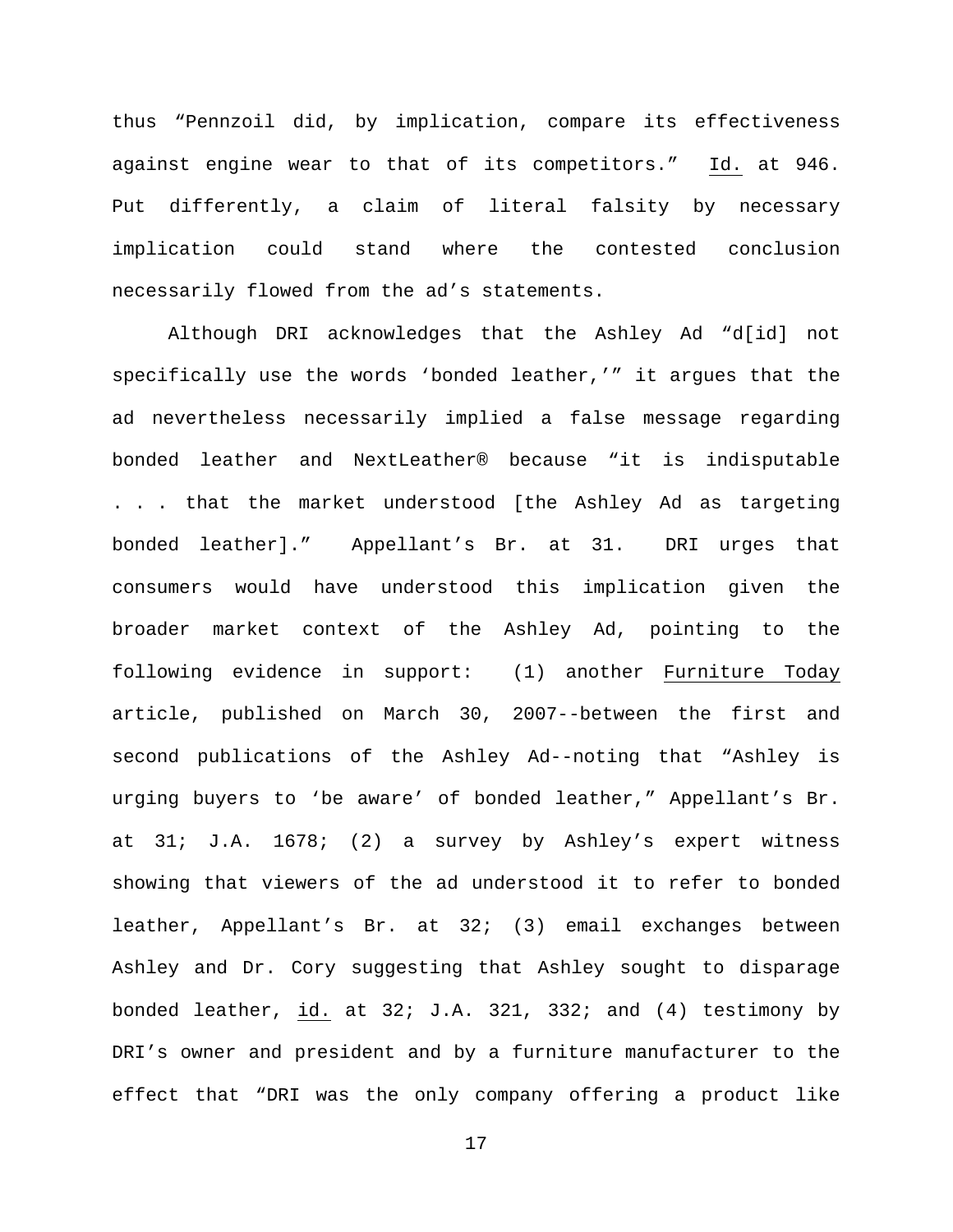thus "Pennzoil did, by implication, compare its effectiveness against engine wear to that of its competitors." Id. at 946. Put differently, a claim of literal falsity by necessary implication could stand where the contested conclusion necessarily flowed from the ad's statements.

Although DRI acknowledges that the Ashley Ad "d[id] not specifically use the words 'bonded leather,'" it argues that the ad nevertheless necessarily implied a false message regarding bonded leather and NextLeather® because "it is indisputable . . . that the market understood [the Ashley Ad as targeting bonded leather]." Appellant's Br. at 31. DRI urges that consumers would have understood this implication given the broader market context of the Ashley Ad, pointing to the following evidence in support: (1) another Furniture Today article, published on March 30, 2007--between the first and second publications of the Ashley Ad--noting that "Ashley is urging buyers to 'be aware' of bonded leather," Appellant's Br. at 31; J.A. 1678; (2) a survey by Ashley's expert witness showing that viewers of the ad understood it to refer to bonded leather, Appellant's Br. at 32; (3) email exchanges between Ashley and Dr. Cory suggesting that Ashley sought to disparage bonded leather, id. at 32; J.A. 321, 332; and (4) testimony by DRI's owner and president and by a furniture manufacturer to the effect that "DRI was the only company offering a product like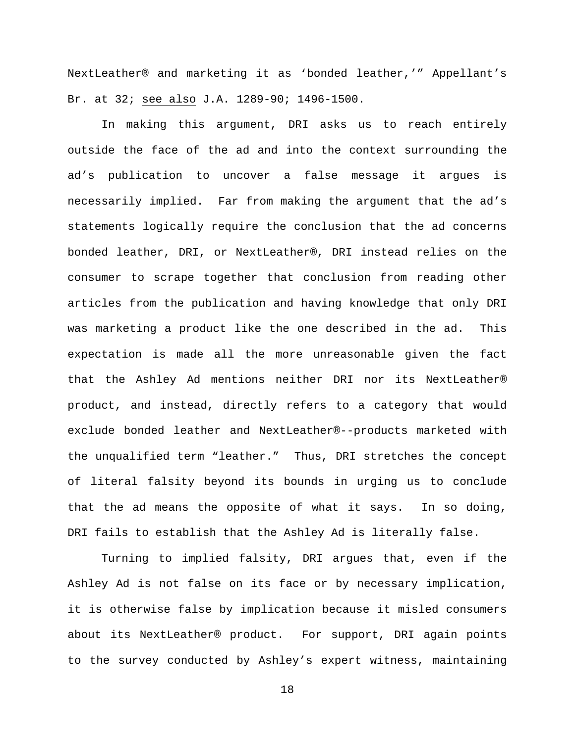NextLeather® and marketing it as 'bonded leather,'" Appellant's Br. at 32; see also J.A. 1289-90; 1496-1500.

In making this argument, DRI asks us to reach entirely outside the face of the ad and into the context surrounding the ad's publication to uncover a false message it argues is necessarily implied. Far from making the argument that the ad's statements logically require the conclusion that the ad concerns bonded leather, DRI, or NextLeather®, DRI instead relies on the consumer to scrape together that conclusion from reading other articles from the publication and having knowledge that only DRI was marketing a product like the one described in the ad. This expectation is made all the more unreasonable given the fact that the Ashley Ad mentions neither DRI nor its NextLeather® product, and instead, directly refers to a category that would exclude bonded leather and NextLeather®--products marketed with the unqualified term "leather." Thus, DRI stretches the concept of literal falsity beyond its bounds in urging us to conclude that the ad means the opposite of what it says. In so doing, DRI fails to establish that the Ashley Ad is literally false.

Turning to implied falsity, DRI argues that, even if the Ashley Ad is not false on its face or by necessary implication, it is otherwise false by implication because it misled consumers about its NextLeather® product. For support, DRI again points to the survey conducted by Ashley's expert witness, maintaining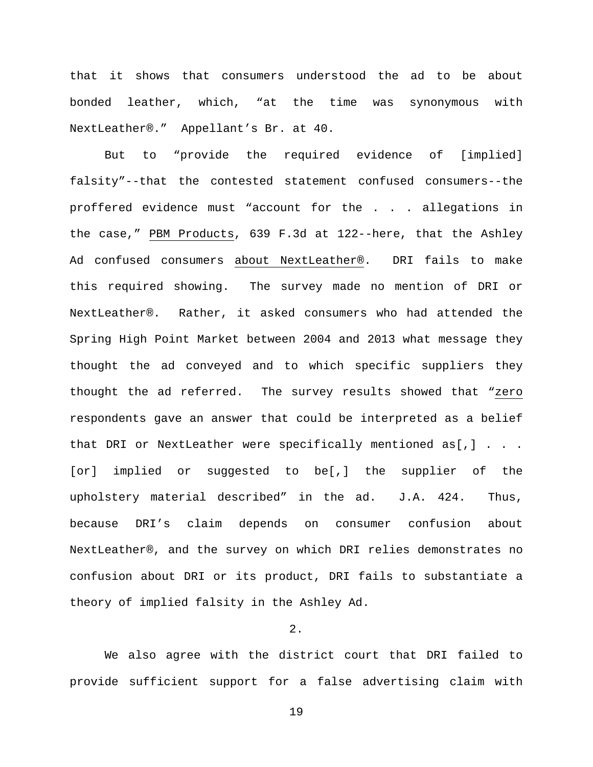that it shows that consumers understood the ad to be about bonded leather, which, "at the time was synonymous with NextLeather®." Appellant's Br. at 40.

But to "provide the required evidence of [implied] falsity"--that the contested statement confused consumers--the proffered evidence must "account for the . . . allegations in the case," PBM Products, 639 F.3d at 122--here, that the Ashley Ad confused consumers about NextLeather®. DRI fails to make this required showing. The survey made no mention of DRI or NextLeather®. Rather, it asked consumers who had attended the Spring High Point Market between 2004 and 2013 what message they thought the ad conveyed and to which specific suppliers they thought the ad referred. The survey results showed that "zero respondents gave an answer that could be interpreted as a belief that DRI or NextLeather were specifically mentioned as[,] . . . [or] implied or suggested to be[,] the supplier of the upholstery material described" in the ad. J.A. 424. Thus, because DRI's claim depends on consumer confusion about NextLeather®, and the survey on which DRI relies demonstrates no confusion about DRI or its product, DRI fails to substantiate a theory of implied falsity in the Ashley Ad.

2.

We also agree with the district court that DRI failed to provide sufficient support for a false advertising claim with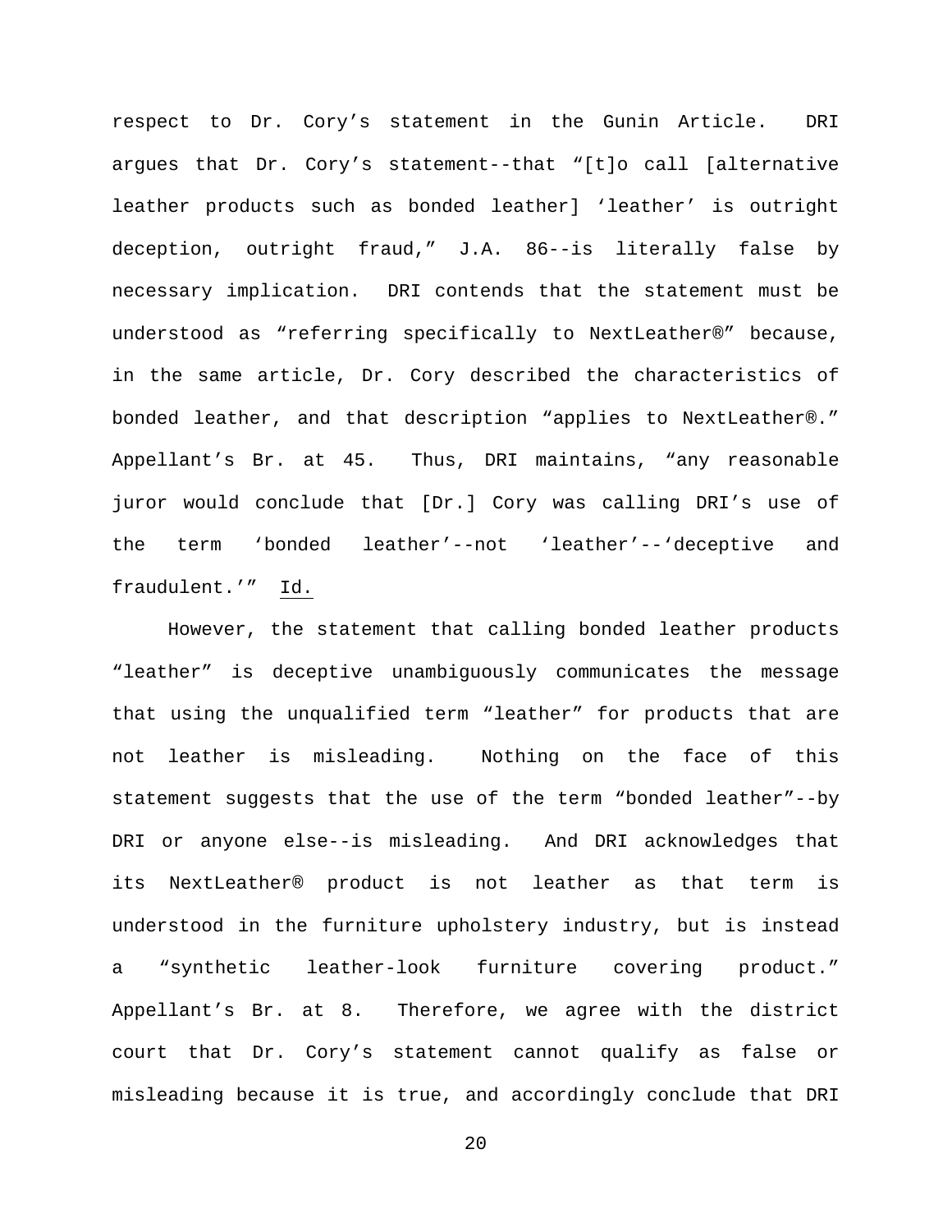respect to Dr. Cory's statement in the Gunin Article. DRI argues that Dr. Cory's statement--that "[t]o call [alternative leather products such as bonded leather] 'leather' is outright deception, outright fraud," J.A. 86--is literally false by necessary implication. DRI contends that the statement must be understood as "referring specifically to NextLeather®" because, in the same article, Dr. Cory described the characteristics of bonded leather, and that description "applies to NextLeather®." Appellant's Br. at 45. Thus, DRI maintains, "any reasonable juror would conclude that [Dr.] Cory was calling DRI's use of the term 'bonded leather'--not 'leather'--'deceptive and fraudulent.'" Id.

However, the statement that calling bonded leather products "leather" is deceptive unambiguously communicates the message that using the unqualified term "leather" for products that are not leather is misleading. Nothing on the face of this statement suggests that the use of the term "bonded leather"--by DRI or anyone else--is misleading. And DRI acknowledges that its NextLeather® product is not leather as that term is understood in the furniture upholstery industry, but is instead a "synthetic leather-look furniture covering product." Appellant's Br. at 8. Therefore, we agree with the district court that Dr. Cory's statement cannot qualify as false or misleading because it is true, and accordingly conclude that DRI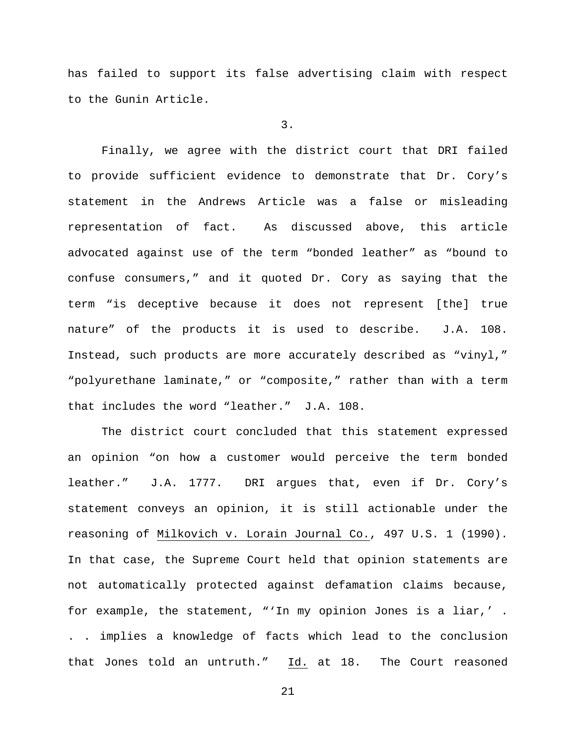has failed to support its false advertising claim with respect to the Gunin Article.

3.

Finally, we agree with the district court that DRI failed to provide sufficient evidence to demonstrate that Dr. Cory's statement in the Andrews Article was a false or misleading representation of fact. As discussed above, this article advocated against use of the term "bonded leather" as "bound to confuse consumers," and it quoted Dr. Cory as saying that the term "is deceptive because it does not represent [the] true nature" of the products it is used to describe. J.A. 108. Instead, such products are more accurately described as "vinyl," "polyurethane laminate," or "composite," rather than with a term that includes the word "leather." J.A. 108.

The district court concluded that this statement expressed an opinion "on how a customer would perceive the term bonded leather." J.A. 1777. DRI argues that, even if Dr. Cory's statement conveys an opinion, it is still actionable under the reasoning of Milkovich v. Lorain Journal Co., 497 U.S. 1 (1990). In that case, the Supreme Court held that opinion statements are not automatically protected against defamation claims because, for example, the statement, "'In my opinion Jones is a liar,' . . . implies a knowledge of facts which lead to the conclusion that Jones told an untruth." Id. at 18. The Court reasoned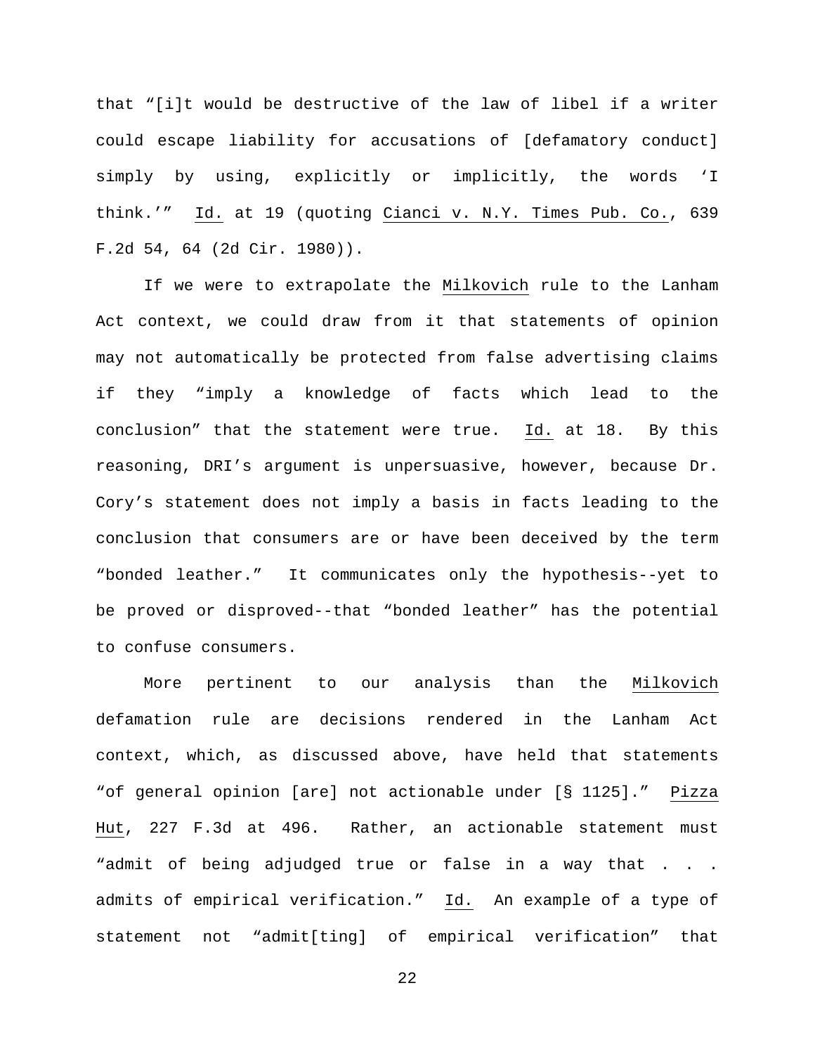that "[i]t would be destructive of the law of libel if a writer could escape liability for accusations of [defamatory conduct] simply by using, explicitly or implicitly, the words 'I think.'" Id. at 19 (quoting Cianci v. N.Y. Times Pub. Co., 639 F.2d 54, 64 (2d Cir. 1980)).

If we were to extrapolate the Milkovich rule to the Lanham Act context, we could draw from it that statements of opinion may not automatically be protected from false advertising claims if they "imply a knowledge of facts which lead to the conclusion" that the statement were true. Id. at 18. By this reasoning, DRI's argument is unpersuasive, however, because Dr. Cory's statement does not imply a basis in facts leading to the conclusion that consumers are or have been deceived by the term "bonded leather." It communicates only the hypothesis--yet to be proved or disproved--that "bonded leather" has the potential to confuse consumers.

More pertinent to our analysis than the Milkovich defamation rule are decisions rendered in the Lanham Act context, which, as discussed above, have held that statements "of general opinion [are] not actionable under [§ 1125]." Pizza Hut, 227 F.3d at 496. Rather, an actionable statement must "admit of being adjudged true or false in a way that . . . admits of empirical verification." Id. An example of a type of statement not "admit[ting] of empirical verification" that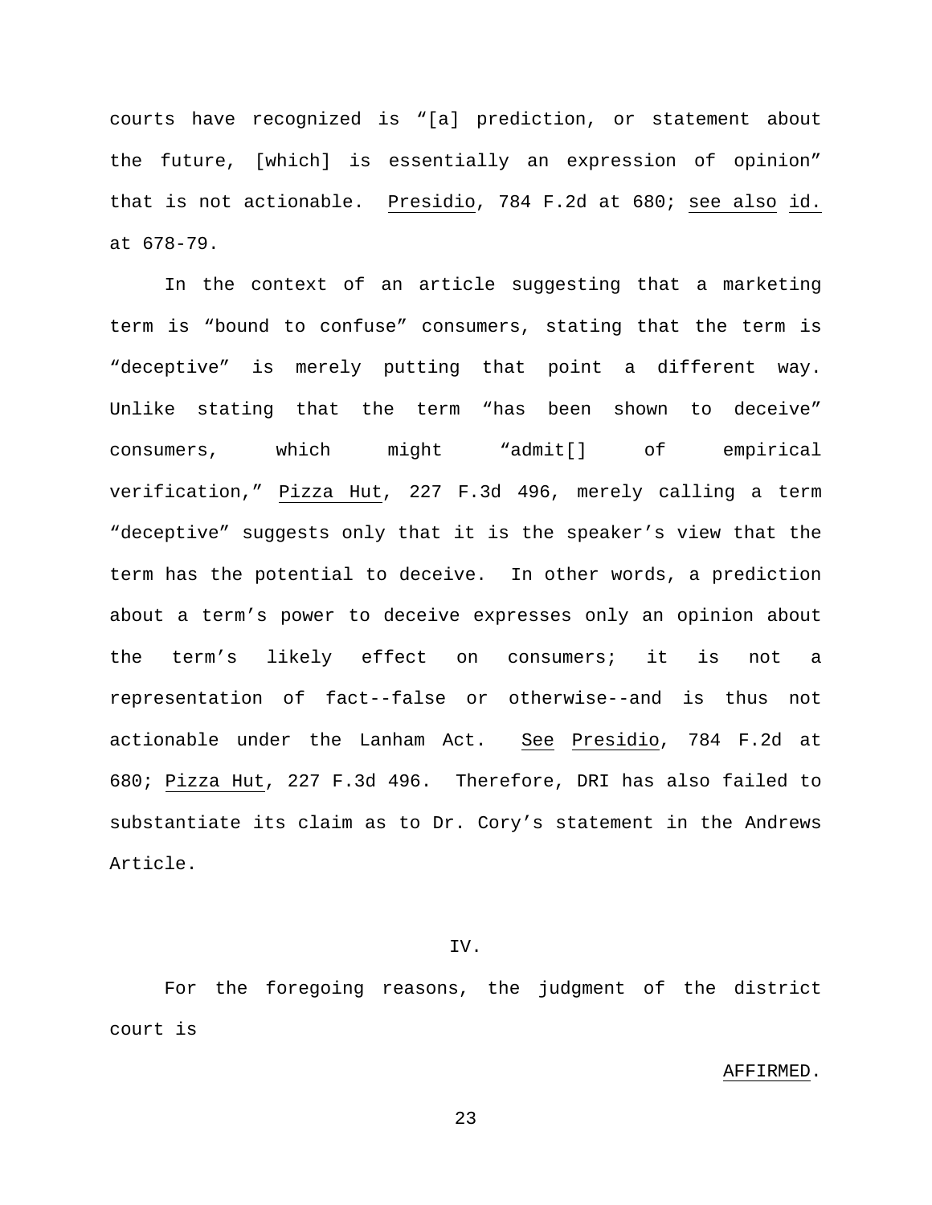courts have recognized is "[a] prediction, or statement about the future, [which] is essentially an expression of opinion" that is not actionable. Presidio, 784 F.2d at 680; see also id. at 678-79.

In the context of an article suggesting that a marketing term is "bound to confuse" consumers, stating that the term is "deceptive" is merely putting that point a different way. Unlike stating that the term "has been shown to deceive" consumers, which might "admit[] of empirical verification," Pizza Hut, 227 F.3d 496, merely calling a term "deceptive" suggests only that it is the speaker's view that the term has the potential to deceive. In other words, a prediction about a term's power to deceive expresses only an opinion about the term's likely effect on consumers; it is not a representation of fact--false or otherwise--and is thus not actionable under the Lanham Act. See Presidio, 784 F.2d at 680; Pizza Hut, 227 F.3d 496. Therefore, DRI has also failed to substantiate its claim as to Dr. Cory's statement in the Andrews Article.

## IV.

For the foregoing reasons, the judgment of the district court is

AFFIRMED.